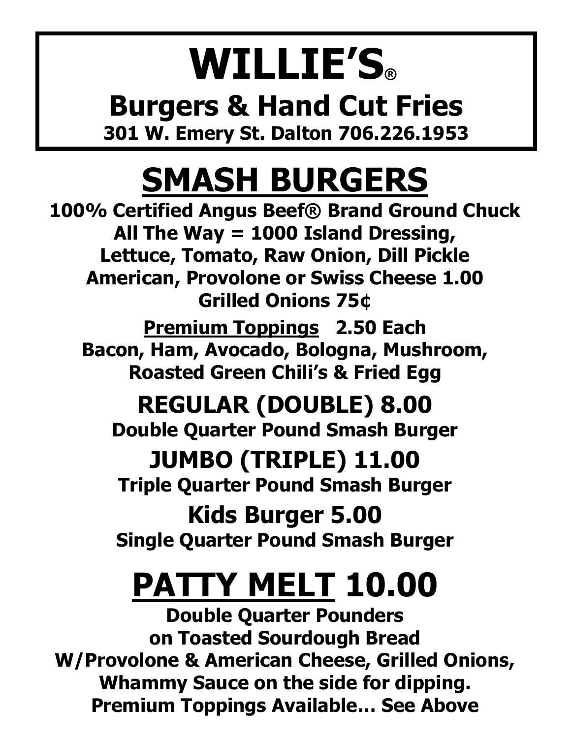# WILLIE'S®

## Burgers & Hand Cut Fries

**301 W. Emery St. Dalton 706.226.1953**

# SMASH BURGERS

**100% Certified Angus Beef® Brand Ground Chuck**
**All The Way = 1000 Island Dressing,**
**Lettuce, Tomato, Raw Onion, Dill Pickle**
**American, Provolone or Swiss Cheese 1.00**
**Grilled Onions 75¢**

**Premium Toppings 2.50 Each**
**Bacon, Ham, Avocado, Bologna, Mushroom,**
**Roasted Green Chili's & Fried Egg**

## REGULAR (DOUBLE) 8.00

**Double Quarter Pound Smash Burger**

## JUMBO (TRIPLE) 11.00

**Triple Quarter Pound Smash Burger**

## Kids Burger 5.00

**Single Quarter Pound Smash Burger**

# PATTY MELT 10.00

**Double Quarter Pounders**
**on Toasted Sourdough Bread**
**W/Provolone & American Cheese, Grilled Onions,**
**Whammy Sauce on the side for dipping.**
**Premium Toppings Available… See Above**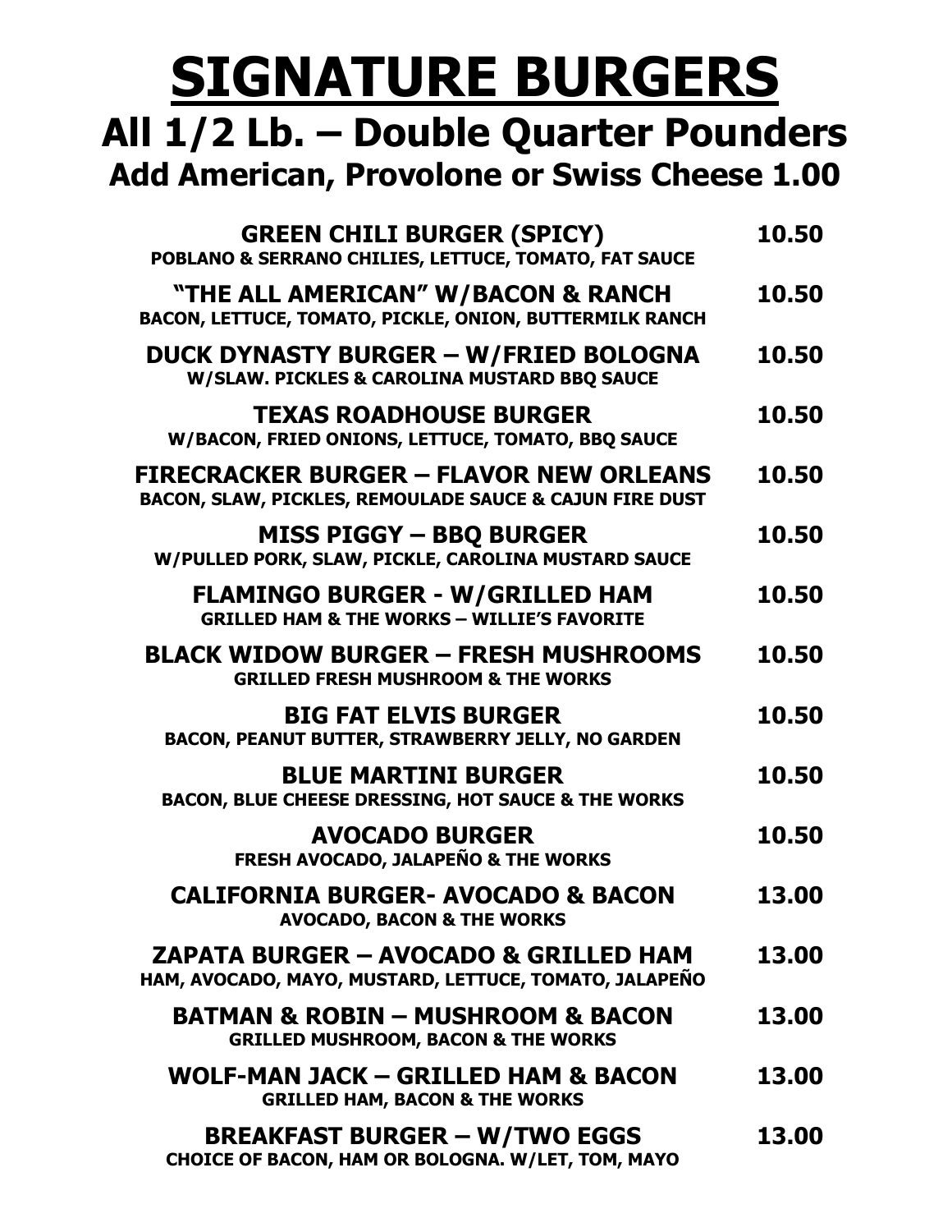# SIGNATURE BURGERS

## All 1/2 Lb. – Double Quarter Pounders

### Add American, Provolone or Swiss Cheese 1.00

**GREEN CHILI BURGER (SPICY)** — **10.50**
POBLANO & SERRANO CHILIES, LETTUCE, TOMATO, FAT SAUCE

**"THE ALL AMERICAN" W/BACON & RANCH** — **10.50**
BACON, LETTUCE, TOMATO, PICKLE, ONION, BUTTERMILK RANCH

**DUCK DYNASTY BURGER – W/FRIED BOLOGNA** — **10.50**
W/SLAW. PICKLES & CAROLINA MUSTARD BBQ SAUCE

**TEXAS ROADHOUSE BURGER** — **10.50**
W/BACON, FRIED ONIONS, LETTUCE, TOMATO, BBQ SAUCE

**FIRECRACKER BURGER – FLAVOR NEW ORLEANS** — **10.50**
BACON, SLAW, PICKLES, REMOULADE SAUCE & CAJUN FIRE DUST

**MISS PIGGY – BBQ BURGER** — **10.50**
W/PULLED PORK, SLAW, PICKLE, CAROLINA MUSTARD SAUCE

**FLAMINGO BURGER - W/GRILLED HAM** — **10.50**
GRILLED HAM & THE WORKS – WILLIE'S FAVORITE

**BLACK WIDOW BURGER – FRESH MUSHROOMS** — **10.50**
GRILLED FRESH MUSHROOM & THE WORKS

**BIG FAT ELVIS BURGER** — **10.50**
BACON, PEANUT BUTTER, STRAWBERRY JELLY, NO GARDEN

**BLUE MARTINI BURGER** — **10.50**
BACON, BLUE CHEESE DRESSING, HOT SAUCE & THE WORKS

**AVOCADO BURGER** — **10.50**
FRESH AVOCADO, JALAPEÑO & THE WORKS

**CALIFORNIA BURGER- AVOCADO & BACON** — **13.00**
AVOCADO, BACON & THE WORKS

**ZAPATA BURGER – AVOCADO & GRILLED HAM** — **13.00**
HAM, AVOCADO, MAYO, MUSTARD, LETTUCE, TOMATO, JALAPEÑO

**BATMAN & ROBIN – MUSHROOM & BACON** — **13.00**
GRILLED MUSHROOM, BACON & THE WORKS

**WOLF-MAN JACK – GRILLED HAM & BACON** — **13.00**
GRILLED HAM, BACON & THE WORKS

**BREAKFAST BURGER – W/TWO EGGS** — **13.00**
CHOICE OF BACON, HAM OR BOLOGNA. W/LET, TOM, MAYO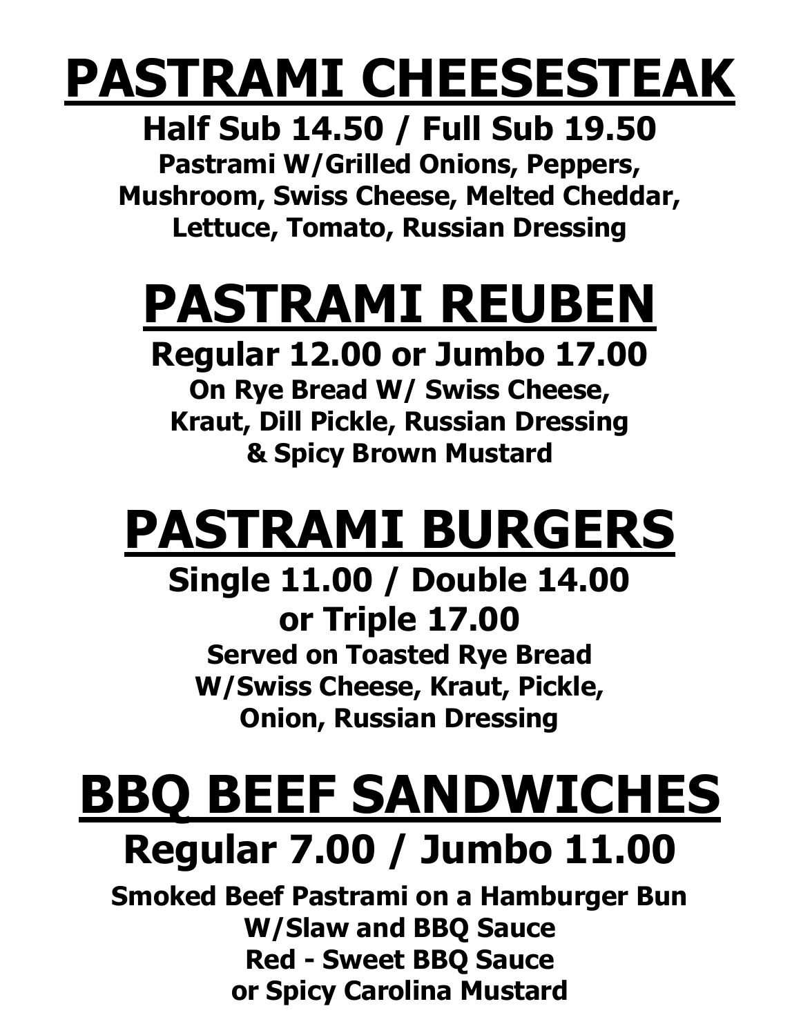# PASTRAMI CHEESESTEAK

## Half Sub 14.50 / Full Sub 19.50

**Pastrami W/Grilled Onions, Peppers, Mushroom, Swiss Cheese, Melted Cheddar, Lettuce, Tomato, Russian Dressing**

# PASTRAMI REUBEN

## Regular 12.00 or Jumbo 17.00

**On Rye Bread W/ Swiss Cheese, Kraut, Dill Pickle, Russian Dressing & Spicy Brown Mustard**

# PASTRAMI BURGERS

## Single 11.00 / Double 14.00 or Triple 17.00

**Served on Toasted Rye Bread W/Swiss Cheese, Kraut, Pickle, Onion, Russian Dressing**

# BBQ BEEF SANDWICHES

## Regular 7.00 / Jumbo 11.00

**Smoked Beef Pastrami on a Hamburger Bun W/Slaw and BBQ Sauce**
**Red - Sweet BBQ Sauce or Spicy Carolina Mustard**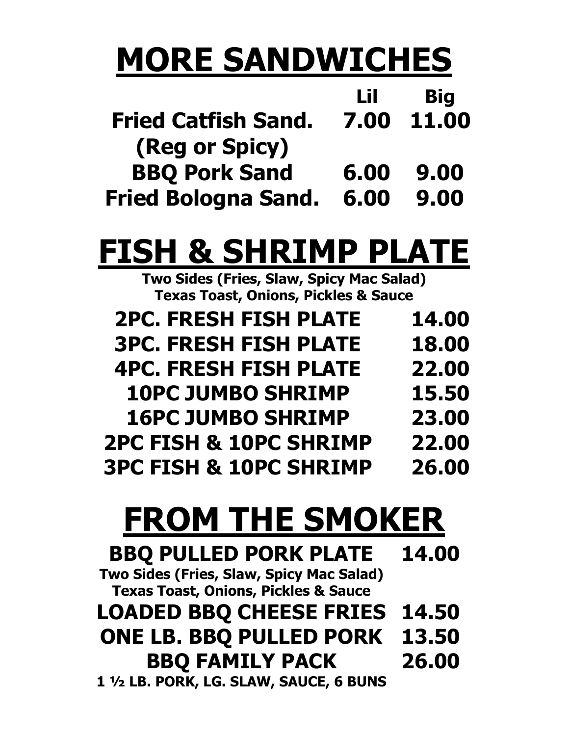# MORE SANDWICHES

| | Lil | Big |
|---|---|---|
| **Fried Catfish Sand. (Reg or Spicy)** | 7.00 | 11.00 |
| **BBQ Pork Sand** | 6.00 | 9.00 |
| **Fried Bologna Sand.** | 6.00 | 9.00 |

# FISH & SHRIMP PLATE

**Two Sides (Fries, Slaw, Spicy Mac Salad)**
**Texas Toast, Onions, Pickles & Sauce**

| | |
|---|---|
| **2PC. FRESH FISH PLATE** | 14.00 |
| **3PC. FRESH FISH PLATE** | 18.00 |
| **4PC. FRESH FISH PLATE** | 22.00 |
| **10PC JUMBO SHRIMP** | 15.50 |
| **16PC JUMBO SHRIMP** | 23.00 |
| **2PC FISH & 10PC SHRIMP** | 22.00 |
| **3PC FISH & 10PC SHRIMP** | 26.00 |

# FROM THE SMOKER

**BBQ PULLED PORK PLATE** 14.00

**Two Sides (Fries, Slaw, Spicy Mac Salad)**
**Texas Toast, Onions, Pickles & Sauce**

**LOADED BBQ CHEESE FRIES** 14.50

**ONE LB. BBQ PULLED PORK** 13.50

**BBQ FAMILY PACK** 26.00

**1 ½ LB. PORK, LG. SLAW, SAUCE, 6 BUNS**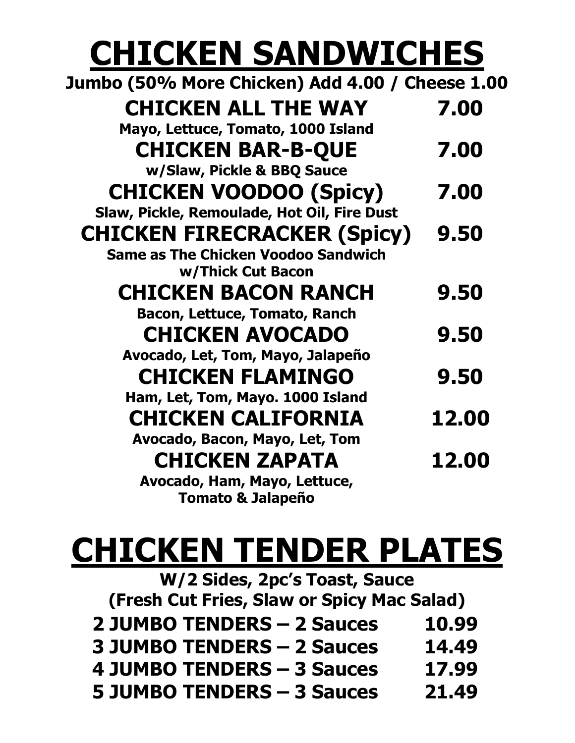# CHICKEN SANDWICHES

**Jumbo (50% More Chicken) Add 4.00 / Cheese 1.00**

| Item | Price |
|---|---|
| **CHICKEN ALL THE WAY**<br>Mayo, Lettuce, Tomato, 1000 Island | 7.00 |
| **CHICKEN BAR-B-QUE**<br>w/Slaw, Pickle & BBQ Sauce | 7.00 |
| **CHICKEN VOODOO (Spicy)**<br>Slaw, Pickle, Remoulade, Hot Oil, Fire Dust | 7.00 |
| **CHICKEN FIRECRACKER (Spicy)**<br>Same as The Chicken Voodoo Sandwich w/Thick Cut Bacon | 9.50 |
| **CHICKEN BACON RANCH**<br>Bacon, Lettuce, Tomato, Ranch | 9.50 |
| **CHICKEN AVOCADO**<br>Avocado, Let, Tom, Mayo, Jalapeño | 9.50 |
| **CHICKEN FLAMINGO**<br>Ham, Let, Tom, Mayo. 1000 Island | 9.50 |
| **CHICKEN CALIFORNIA**<br>Avocado, Bacon, Mayo, Let, Tom | 12.00 |
| **CHICKEN ZAPATA**<br>Avocado, Ham, Mayo, Lettuce, Tomato & Jalapeño | 12.00 |

# CHICKEN TENDER PLATES

**W/2 Sides, 2pc's Toast, Sauce**
**(Fresh Cut Fries, Slaw or Spicy Mac Salad)**

| Item | Price |
|---|---|
| **2 JUMBO TENDERS – 2 Sauces** | 10.99 |
| **3 JUMBO TENDERS – 2 Sauces** | 14.49 |
| **4 JUMBO TENDERS – 3 Sauces** | 17.99 |
| **5 JUMBO TENDERS – 3 Sauces** | 21.49 |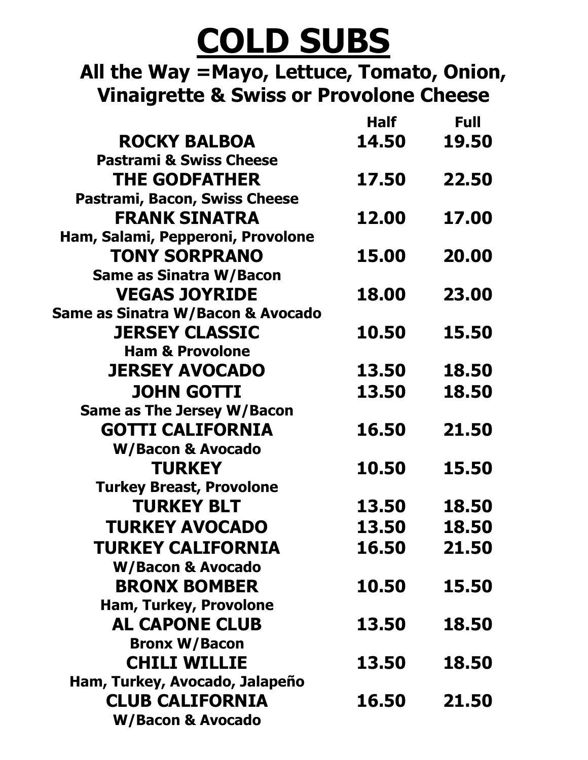# COLD SUBS

## All the Way =Mayo, Lettuce, Tomato, Onion, Vinaigrette & Swiss or Provolone Cheese

| | Half | Full |
|---|---|---|
| **ROCKY BALBOA**<br>Pastrami & Swiss Cheese | 14.50 | 19.50 |
| **THE GODFATHER**<br>Pastrami, Bacon, Swiss Cheese | 17.50 | 22.50 |
| **FRANK SINATRA**<br>Ham, Salami, Pepperoni, Provolone | 12.00 | 17.00 |
| **TONY SORPRANO**<br>Same as Sinatra W/Bacon | 15.00 | 20.00 |
| **VEGAS JOYRIDE**<br>Same as Sinatra W/Bacon & Avocado | 18.00 | 23.00 |
| **JERSEY CLASSIC**<br>Ham & Provolone | 10.50 | 15.50 |
| **JERSEY AVOCADO** | 13.50 | 18.50 |
| **JOHN GOTTI**<br>Same as The Jersey W/Bacon | 13.50 | 18.50 |
| **GOTTI CALIFORNIA**<br>W/Bacon & Avocado | 16.50 | 21.50 |
| **TURKEY**<br>Turkey Breast, Provolone | 10.50 | 15.50 |
| **TURKEY BLT** | 13.50 | 18.50 |
| **TURKEY AVOCADO** | 13.50 | 18.50 |
| **TURKEY CALIFORNIA**<br>W/Bacon & Avocado | 16.50 | 21.50 |
| **BRONX BOMBER**<br>Ham, Turkey, Provolone | 10.50 | 15.50 |
| **AL CAPONE CLUB**<br>Bronx W/Bacon | 13.50 | 18.50 |
| **CHILI WILLIE**<br>Ham, Turkey, Avocado, Jalapeño | 13.50 | 18.50 |
| **CLUB CALIFORNIA**<br>W/Bacon & Avocado | 16.50 | 21.50 |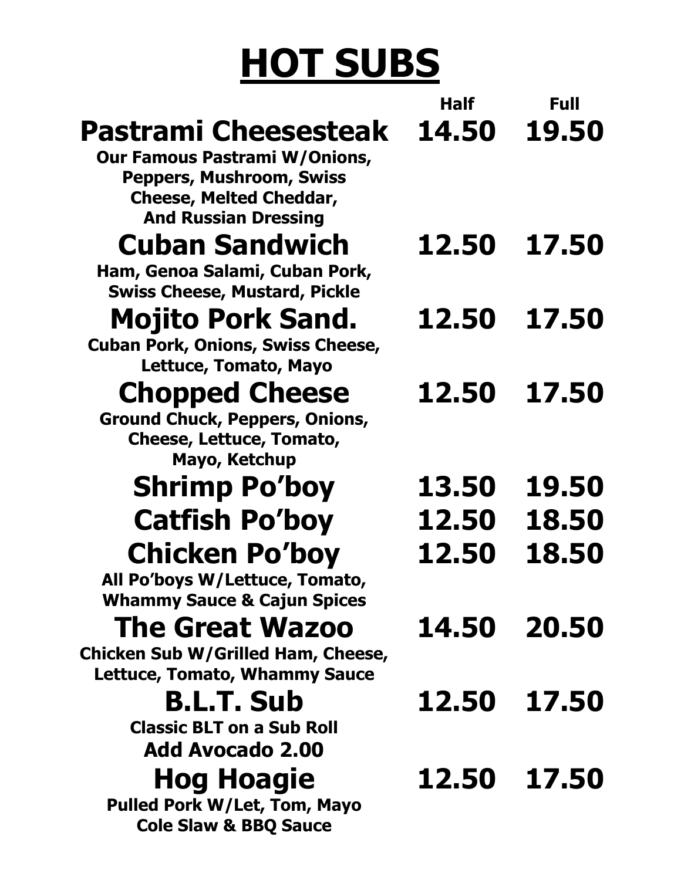# HOT SUBS

| | Half | Full |
|---|---|---|
| **Pastrami Cheesesteak**<br>Our Famous Pastrami W/Onions, Peppers, Mushroom, Swiss Cheese, Melted Cheddar, And Russian Dressing | 14.50 | 19.50 |
| **Cuban Sandwich**<br>Ham, Genoa Salami, Cuban Pork, Swiss Cheese, Mustard, Pickle | 12.50 | 17.50 |
| **Mojito Pork Sand.**<br>Cuban Pork, Onions, Swiss Cheese, Lettuce, Tomato, Mayo | 12.50 | 17.50 |
| **Chopped Cheese**<br>Ground Chuck, Peppers, Onions, Cheese, Lettuce, Tomato, Mayo, Ketchup | 12.50 | 17.50 |
| **Shrimp Po'boy** | 13.50 | 19.50 |
| **Catfish Po'boy** | 12.50 | 18.50 |
| **Chicken Po'boy**<br>All Po'boys W/Lettuce, Tomato, Whammy Sauce & Cajun Spices | 12.50 | 18.50 |
| **The Great Wazoo**<br>Chicken Sub W/Grilled Ham, Cheese, Lettuce, Tomato, Whammy Sauce | 14.50 | 20.50 |
| **B.L.T. Sub**<br>Classic BLT on a Sub Roll<br>Add Avocado 2.00 | 12.50 | 17.50 |
| **Hog Hoagie**<br>Pulled Pork W/Let, Tom, Mayo Cole Slaw & BBQ Sauce | 12.50 | 17.50 |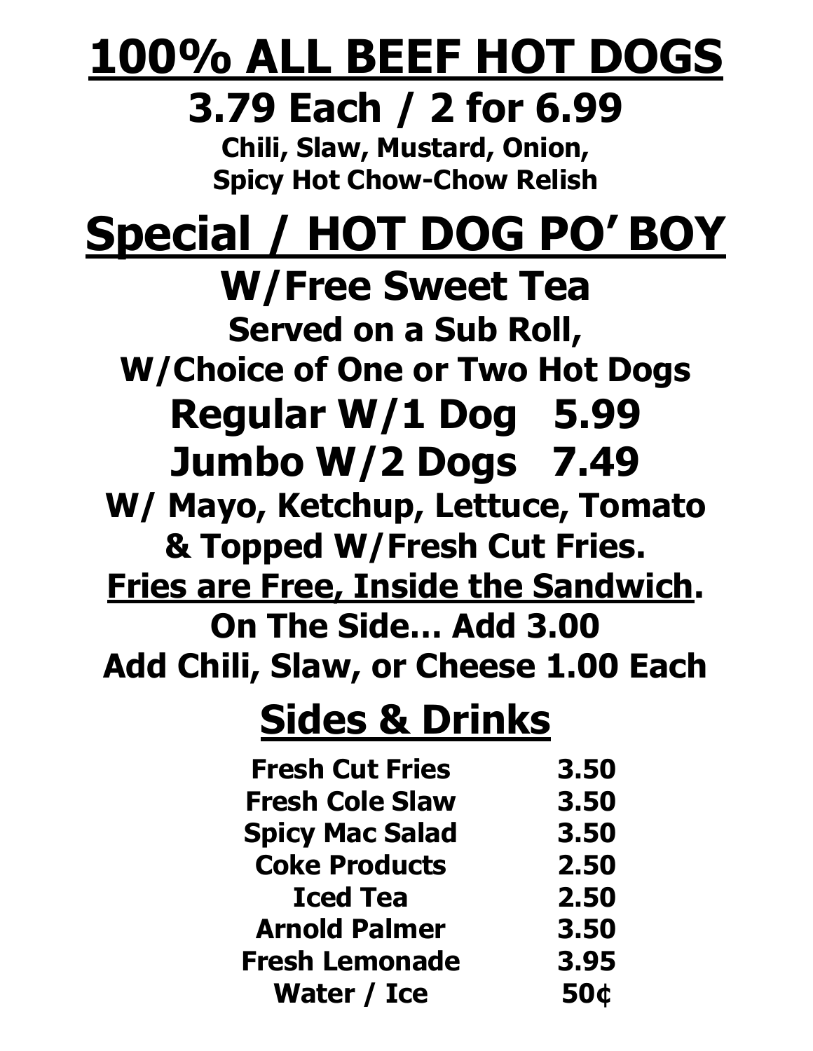# 100% ALL BEEF HOT DOGS

## 3.79 Each / 2 for 6.99

**Chili, Slaw, Mustard, Onion,**
**Spicy Hot Chow-Chow Relish**

# Special / HOT DOG PO' BOY

## W/Free Sweet Tea

**Served on a Sub Roll,**
**W/Choice of One or Two Hot Dogs**

## Regular W/1 Dog 5.99

## Jumbo W/2 Dogs 7.49

**W/ Mayo, Ketchup, Lettuce, Tomato**
**& Topped W/Fresh Cut Fries.**
**Fries are Free, Inside the Sandwich.**
**On The Side… Add 3.00**
**Add Chili, Slaw, or Cheese 1.00 Each**

## Sides & Drinks

| | |
|---|---|
| Fresh Cut Fries | 3.50 |
| Fresh Cole Slaw | 3.50 |
| Spicy Mac Salad | 3.50 |
| Coke Products | 2.50 |
| Iced Tea | 2.50 |
| Arnold Palmer | 3.50 |
| Fresh Lemonade | 3.95 |
| Water / Ice | 50¢ |